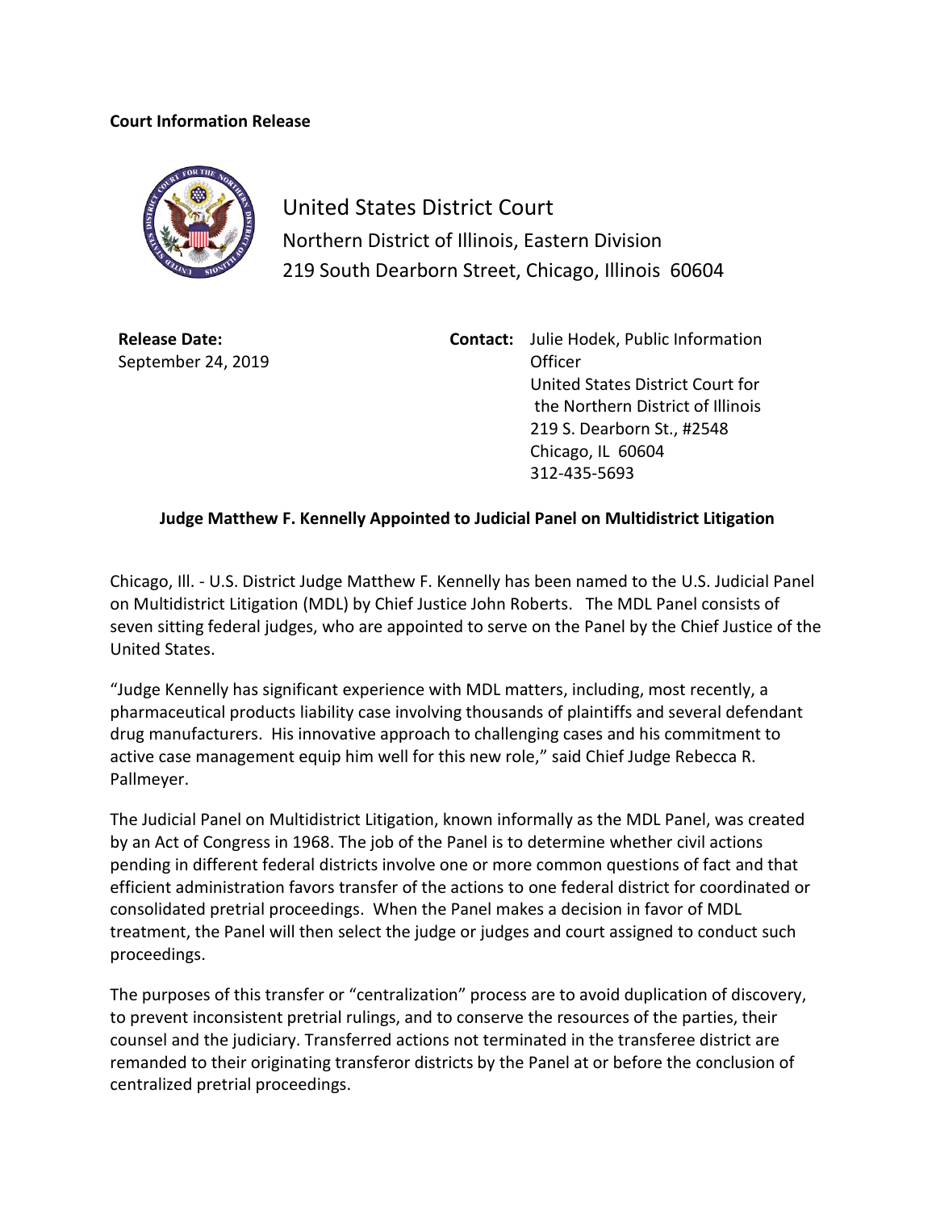**Court Information Release**

United States District Court
Northern District of Illinois, Eastern Division
219 South Dearborn Street, Chicago, Illinois 60604

**Release Date:**
September 24, 2019

**Contact:** Julie Hodek, Public Information Officer
United States District Court for the Northern District of Illinois
219 S. Dearborn St., #2548
Chicago, IL 60604
312-435-5693

**Judge Matthew F. Kennelly Appointed to Judicial Panel on Multidistrict Litigation**

Chicago, Ill. - U.S. District Judge Matthew F. Kennelly has been named to the U.S. Judicial Panel on Multidistrict Litigation (MDL) by Chief Justice John Roberts. The MDL Panel consists of seven sitting federal judges, who are appointed to serve on the Panel by the Chief Justice of the United States.

"Judge Kennelly has significant experience with MDL matters, including, most recently, a pharmaceutical products liability case involving thousands of plaintiffs and several defendant drug manufacturers. His innovative approach to challenging cases and his commitment to active case management equip him well for this new role," said Chief Judge Rebecca R. Pallmeyer.

The Judicial Panel on Multidistrict Litigation, known informally as the MDL Panel, was created by an Act of Congress in 1968. The job of the Panel is to determine whether civil actions pending in different federal districts involve one or more common questions of fact and that efficient administration favors transfer of the actions to one federal district for coordinated or consolidated pretrial proceedings. When the Panel makes a decision in favor of MDL treatment, the Panel will then select the judge or judges and court assigned to conduct such proceedings.

The purposes of this transfer or "centralization" process are to avoid duplication of discovery, to prevent inconsistent pretrial rulings, and to conserve the resources of the parties, their counsel and the judiciary. Transferred actions not terminated in the transferee district are remanded to their originating transferor districts by the Panel at or before the conclusion of centralized pretrial proceedings.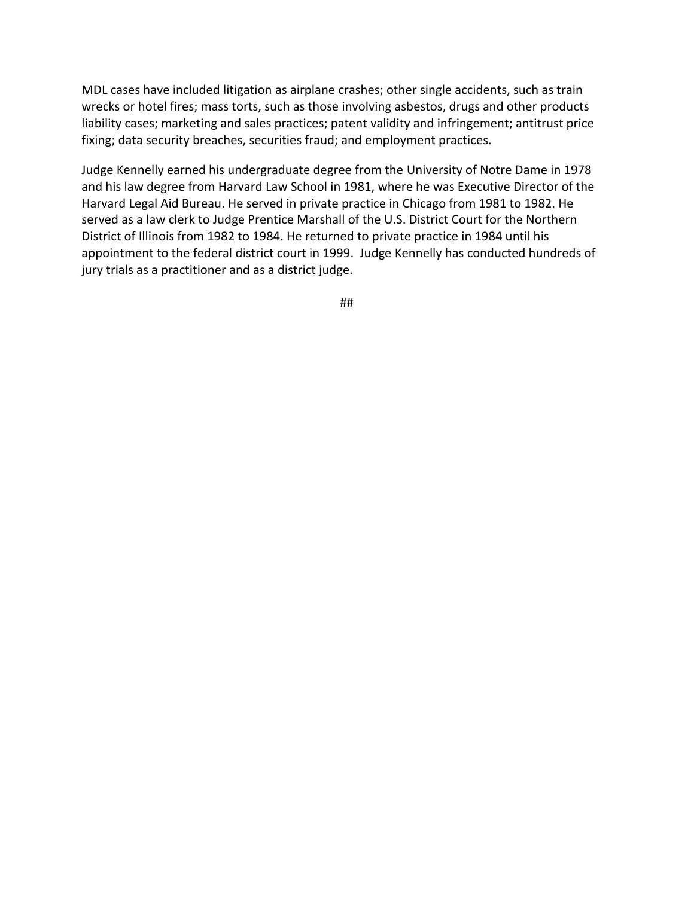MDL cases have included litigation as airplane crashes; other single accidents, such as train wrecks or hotel fires; mass torts, such as those involving asbestos, drugs and other products liability cases; marketing and sales practices; patent validity and infringement; antitrust price fixing; data security breaches, securities fraud; and employment practices.

Judge Kennelly earned his undergraduate degree from the University of Notre Dame in 1978 and his law degree from Harvard Law School in 1981, where he was Executive Director of the Harvard Legal Aid Bureau. He served in private practice in Chicago from 1981 to 1982. He served as a law clerk to Judge Prentice Marshall of the U.S. District Court for the Northern District of Illinois from 1982 to 1984. He returned to private practice in 1984 until his appointment to the federal district court in 1999. Judge Kennelly has conducted hundreds of jury trials as a practitioner and as a district judge.

##